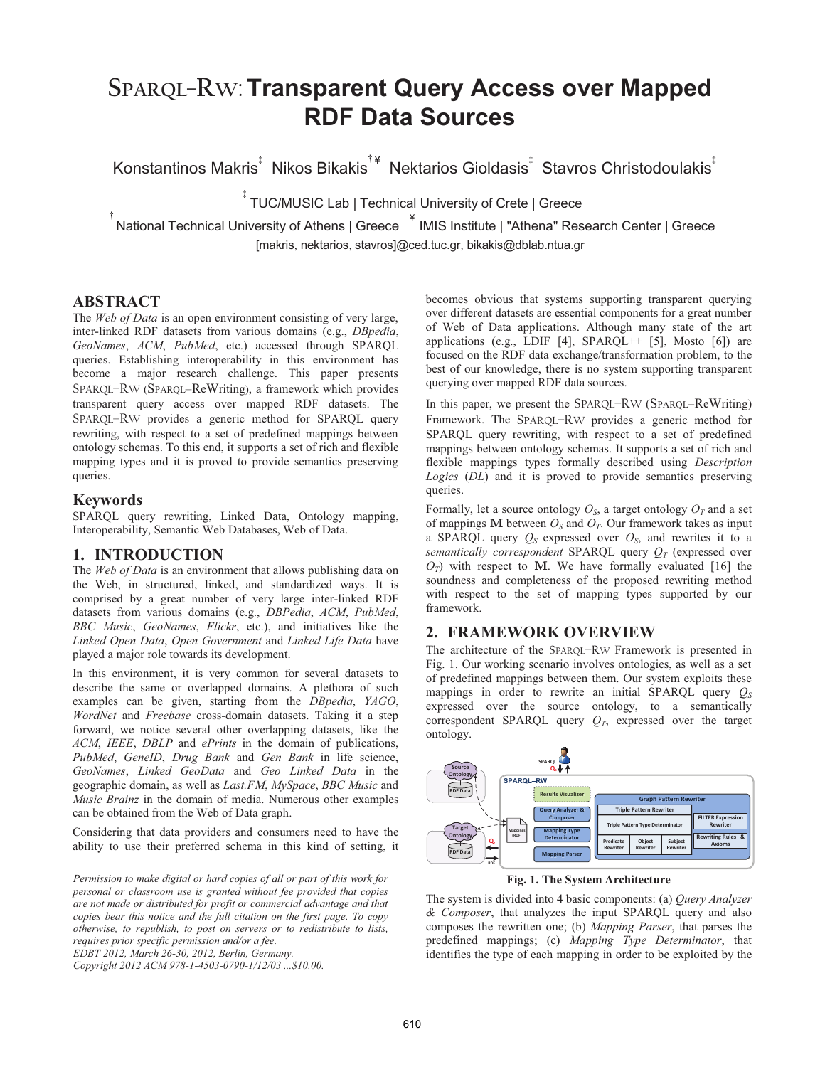# SPARQL-RW: Transparent Query Access over Mapped RDF Data Sources

Konstantinos Makris[‡] Nikos Bikakis[†¥] Nektarios Gioldasis[‡] Stavros Christodoulakis[‡]

[‡] TUC/MUSIC Lab | Technical University of Crete | Greece

[†] National Technical University of Athens | Greece [¥] IMIS Institute | "Athena" Research Center | Greece

[makris, nektarios, stavros]@ced.tuc.gr, bikakis@dblab.ntua.gr

## ABSTRACT

The *Web of Data* is an open environment consisting of very large, inter-linked RDF datasets from various domains (e.g., *DBpedia*, *GeoNames*, *ACM*, *PubMed*, etc.) accessed through SPARQL queries. Establishing interoperability in this environment has become a major research challenge. This paper presents SPARQL-RW (SPARQL-ReWriting), a framework which provides transparent query access over mapped RDF datasets. The SPARQL-RW provides a generic method for SPARQL query rewriting, with respect to a set of predefined mappings between ontology schemas. To this end, it supports a set of rich and flexible mapping types and it is proved to provide semantics preserving queries.

## Keywords

SPARQL query rewriting, Linked Data, Ontology mapping, Interoperability, Semantic Web Databases, Web of Data.

## 1. INTRODUCTION

The *Web of Data* is an environment that allows publishing data on the Web, in structured, linked, and standardized ways. It is comprised by a great number of very large inter-linked RDF datasets from various domains (e.g., *DBPedia*, *ACM*, *PubMed*, *BBC Music*, *GeoNames*, *Flickr*, etc.), and initiatives like the *Linked Open Data*, *Open Government* and *Linked Life Data* have played a major role towards its development.

In this environment, it is very common for several datasets to describe the same or overlapped domains. A plethora of such examples can be given, starting from the *DBpedia*, *YAGO*, *WordNet* and *Freebase* cross-domain datasets. Taking it a step forward, we notice several other overlapping datasets, like the *ACM*, *IEEE*, *DBLP* and *ePrints* in the domain of publications, *PubMed*, *GeneID*, *Drug Bank* and *Gen Bank* in life science, *GeoNames*, *Linked GeoData* and *Geo Linked Data* in the geographic domain, as well as *Last.FM*, *MySpace*, *BBC Music* and *Music Brainz* in the domain of media. Numerous other examples can be obtained from the Web of Data graph.

Considering that data providers and consumers need to have the ability to use their preferred schema in this kind of setting, it becomes obvious that systems supporting transparent querying over different datasets are essential components for a great number of Web of Data applications. Although many state of the art applications (e.g., LDIF [4], SPARQL++ [5], Mosto [6]) are focused on the RDF data exchange/transformation problem, to the best of our knowledge, there is no system supporting transparent querying over mapped RDF data sources.

In this paper, we present the SPARQL-RW (SPARQL-ReWriting) Framework. The SPARQL-RW provides a generic method for SPARQL query rewriting, with respect to a set of predefined mappings between ontology schemas. It supports a set of rich and flexible mappings types formally described using *Description Logics* (*DL*) and it is proved to provide semantics preserving queries.

Formally, let a source ontology $O_S$, a target ontology $O_T$ and a set of mappings $\mathbf{M}$ between $O_S$ and $O_T$. Our framework takes as input a SPARQL query $Q_S$ expressed over $O_S$, and rewrites it to a *semantically correspondent* SPARQL query $Q_T$ (expressed over $O_T$) with respect to $\mathbf{M}$. We have formally evaluated [16] the soundness and completeness of the proposed rewriting method with respect to the set of mapping types supported by our framework.

## 2. FRAMEWORK OVERVIEW

The architecture of the SPARQL-RW Framework is presented in Fig. 1. Our working scenario involves ontologies, as well as a set of predefined mappings between them. Our system exploits these mappings in order to rewrite an initial SPARQL query $Q_S$ expressed over the source ontology, to a semantically correspondent SPARQL query $Q_T$, expressed over the target ontology.

**Fig. 1. The System Architecture**

The system is divided into 4 basic components: (a) *Query Analyzer & Composer*, that analyzes the input SPARQL query and also composes the rewritten one; (b) *Mapping Parser*, that parses the predefined mappings; (c) *Mapping Type Determinator*, that identifies the type of each mapping in order to be exploited by the

*Permission to make digital or hard copies of all or part of this work for personal or classroom use is granted without fee provided that copies are not made or distributed for profit or commercial advantage and that copies bear this notice and the full citation on the first page. To copy otherwise, to republish, to post on servers or to redistribute to lists, requires prior specific permission and/or a fee.*
*EDBT 2012, March 26-30, 2012, Berlin, Germany.*
*Copyright 2012 ACM 978-1-4503-0790-1/12/03 ...$10.00.*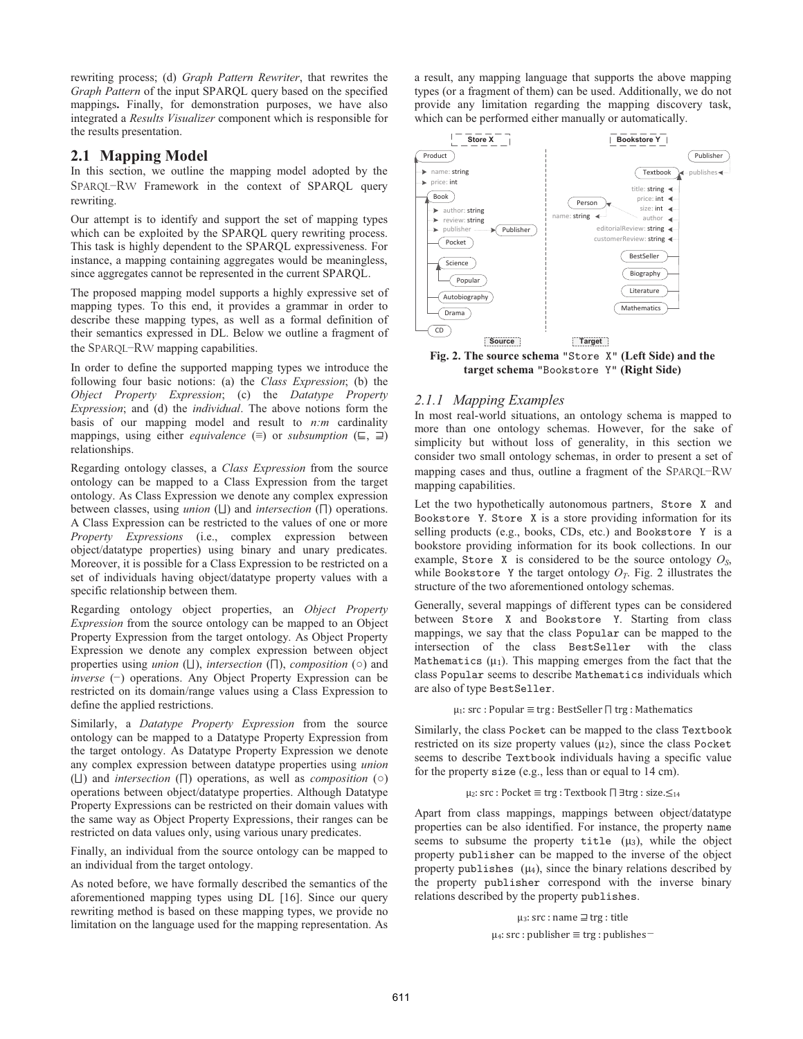rewriting process; (d) *Graph Pattern Rewriter*, that rewrites the *Graph Pattern* of the input SPARQL query based on the specified mappings**.** Finally, for demonstration purposes, we have also integrated a *Results Visualizer* component which is responsible for the results presentation.

## 2.1 Mapping Model

In this section, we outline the mapping model adopted by the SPARQL−RW Framework in the context of SPARQL query rewriting.

Our attempt is to identify and support the set of mapping types which can be exploited by the SPARQL query rewriting process. This task is highly dependent to the SPARQL expressiveness. For instance, a mapping containing aggregates would be meaningless, since aggregates cannot be represented in the current SPARQL.

The proposed mapping model supports a highly expressive set of mapping types. To this end, it provides a grammar in order to describe these mapping types, as well as a formal definition of their semantics expressed in DL. Below we outline a fragment of the SPARQL−RW mapping capabilities.

In order to define the supported mapping types we introduce the following four basic notions: (a) the *Class Expression*; (b) the *Object Property Expression*; (c) the *Datatype Property Expression*; and (d) the *individual*. The above notions form the basis of our mapping model and result to *n:m* cardinality mappings, using either *equivalence* (≡) or *subsumption* (⊑, ⊒) relationships.

Regarding ontology classes, a *Class Expression* from the source ontology can be mapped to a Class Expression from the target ontology. As Class Expression we denote any complex expression between classes, using *union* (⊔) and *intersection* (⊓) operations. A Class Expression can be restricted to the values of one or more *Property Expressions* (i.e., complex expression between object/datatype properties) using binary and unary predicates. Moreover, it is possible for a Class Expression to be restricted on a set of individuals having object/datatype property values with a specific relationship between them.

Regarding ontology object properties, an *Object Property Expression* from the source ontology can be mapped to an Object Property Expression from the target ontology. As Object Property Expression we denote any complex expression between object properties using *union* (⊔), *intersection* (⊓), *composition* (○) and *inverse* (−) operations. Any Object Property Expression can be restricted on its domain/range values using a Class Expression to define the applied restrictions.

Similarly, a *Datatype Property Expression* from the source ontology can be mapped to a Datatype Property Expression from the target ontology. As Datatype Property Expression we denote any complex expression between datatype properties using *union* (⊔) and *intersection* (⊓) operations, as well as *composition* (○) operations between object/datatype properties. Although Datatype Property Expressions can be restricted on their domain values with the same way as Object Property Expressions, their ranges can be restricted on data values only, using various unary predicates.

Finally, an individual from the source ontology can be mapped to an individual from the target ontology.

As noted before, we have formally described the semantics of the aforementioned mapping types using DL [16]. Since our query rewriting method is based on these mapping types, we provide no limitation on the language used for the mapping representation. As a result, any mapping language that supports the above mapping types (or a fragment of them) can be used. Additionally, we do not provide any limitation regarding the mapping discovery task, which can be performed either manually or automatically.

**Fig. 2. The source schema "Store X" (Left Side) and the target schema "Bookstore Y" (Right Side)**

### *2.1.1 Mapping Examples*

In most real-world situations, an ontology schema is mapped to more than one ontology schemas. However, for the sake of simplicity but without loss of generality, in this section we consider two small ontology schemas, in order to present a set of mapping cases and thus, outline a fragment of the SPARQL−RW mapping capabilities.

Let the two hypothetically autonomous partners, `Store X` and `Bookstore Y`. `Store X` is a store providing information for its selling products (e.g., books, CDs, etc.) and `Bookstore Y` is a bookstore providing information for its book collections. In our example, `Store X` is considered to be the source ontology $O_S$, while `Bookstore Y` the target ontology $O_T$. Fig. 2 illustrates the structure of the two aforementioned ontology schemas.

Generally, several mappings of different types can be considered between `Store X` and `Bookstore Y`. Starting from class mappings, we say that the class `Popular` can be mapped to the intersection of the class `BestSeller` with the class `Mathematics` ($\mu_1$). This mapping emerges from the fact that the class `Popular` seems to describe `Mathematics` individuals which are also of type `BestSeller`.

$$\mu_1\text{: src : Popular} \equiv \text{trg : BestSeller} \sqcap \text{trg : Mathematics}$$

Similarly, the class `Pocket` can be mapped to the class `Textbook` restricted on its size property values ($\mu_2$), since the class `Pocket` seems to describe `Textbook` individuals having a specific value for the property `size` (e.g., less than or equal to 14 cm).

$$\mu_2\text{: src : Pocket} \equiv \text{trg : Textbook} \sqcap \exists\text{trg : size.}\leq_{14}$$

Apart from class mappings, mappings between object/datatype properties can be also identified. For instance, the property `name` seems to subsume the property `title` ($\mu_3$), while the object property `publisher` can be mapped to the inverse of the object property `publishes` ($\mu_4$), since the binary relations described by the property `publisher` correspond with the inverse binary relations described by the property `publishes`.

$$\mu_3\text{: src : name} \sqsupseteq \text{trg : title}$$

$$\mu_4\text{: src : publisher} \equiv \text{trg : publishes}^{-}$$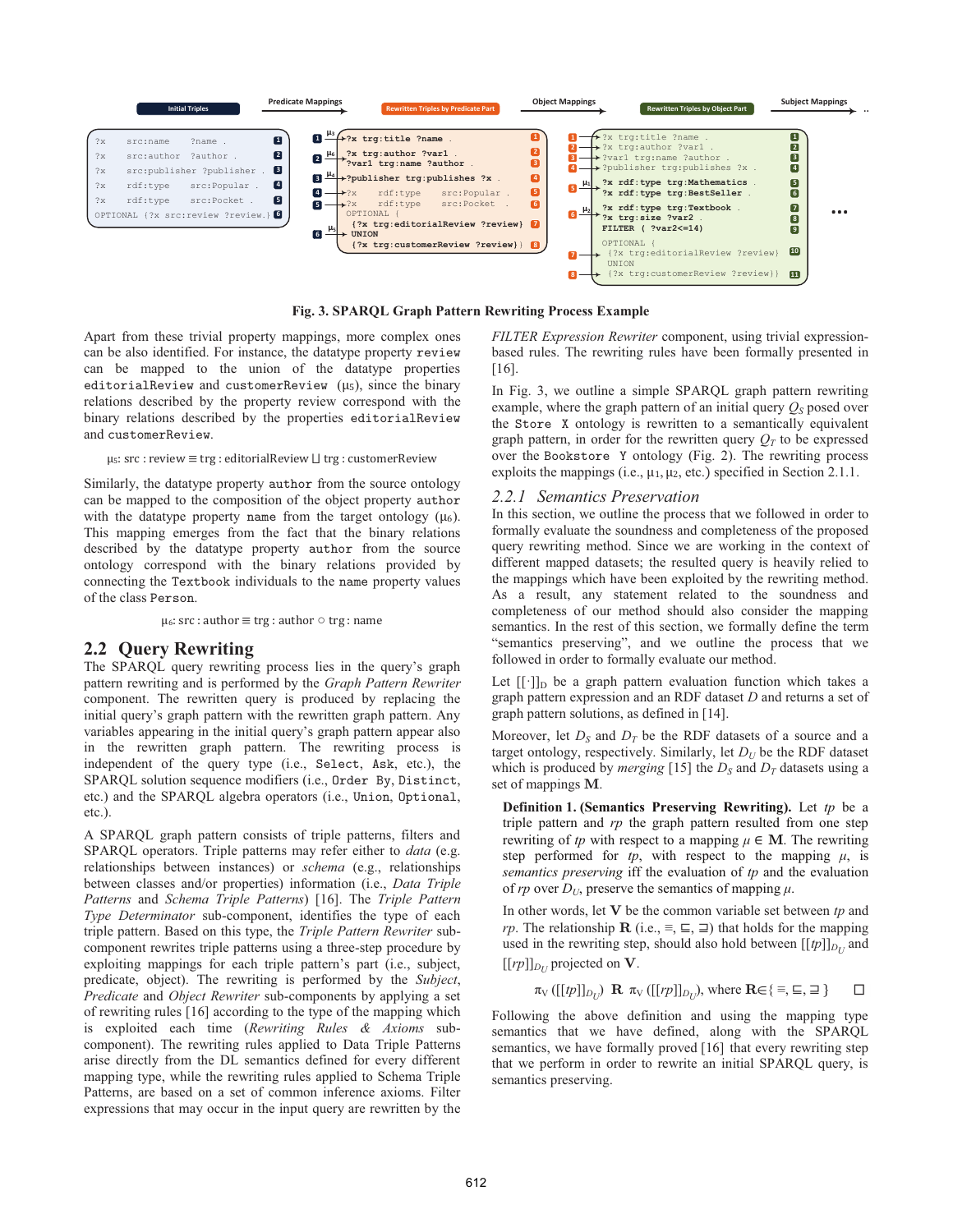**Fig. 3. SPARQL Graph Pattern Rewriting Process Example**

Apart from these trivial property mappings, more complex ones can be also identified. For instance, the datatype property `review` from the source ontology can be mapped to the union of the datatype properties `editorialReview` and `customerReview` ($\mu_5$), since the binary relations described by the property review correspond with the binary relations described by the properties `editorialReview` and `customerReview`.

$$\mu_5\text{: src : review} \equiv \text{trg : editorialReview} \sqcup \text{trg : customerReview}$$

Similarly, the datatype property `author` from the source ontology can be mapped to the composition of the object property `author` with the datatype property `name` from the target ontology ($\mu_6$). This mapping emerges from the fact that the binary relations described by the datatype property `author` from the source ontology correspond with the binary relations provided by connecting the `Textbook` individuals to the `name` property values of the class `Person`.

$$\mu_6\text{: src : author} \equiv \text{trg : author} \circ \text{trg : name}$$

## 2.2 Query Rewriting

The SPARQL query rewriting process lies in the query's graph pattern rewriting and is performed by the *Graph Pattern Rewriter* component. The rewritten query is produced by replacing the initial query's graph pattern with the rewritten graph pattern. Any variables appearing in the initial query's graph pattern appear also in the rewritten graph pattern. The rewriting process is independent of the query type (i.e., `Select`, `Ask`, etc.), the SPARQL solution sequence modifiers (i.e., `Order By`, `Distinct`, etc.) and the SPARQL algebra operators (i.e., `Union`, `Optional`, etc.).

A SPARQL graph pattern consists of triple patterns, filters and SPARQL operators. Triple patterns may refer either to *data* (e.g. relationships between instances) or *schema* (e.g., relationships between classes and/or properties) information (i.e., *Data Triple Patterns* and *Schema Triple Patterns*) [16]. The *Triple Pattern Type Determinator* sub-component, identifies the type of each triple pattern. Based on this type, the *Triple Pattern Rewriter* sub-component rewrites triple patterns using a three-step procedure by exploiting mappings for each triple pattern's part (i.e., subject, predicate, object). The rewriting is performed by the *Subject*, *Predicate* and *Object Rewriter* sub-components by applying a set of rewriting rules [16] according to the type of the mapping which is exploited each time (*Rewriting Rules & Axioms* sub-component). The rewriting rules applied to Data Triple Patterns arise directly from the DL semantics defined for every different mapping type, while the rewriting rules applied to Schema Triple Patterns, are based on a set of common inference axioms. Filter expressions that may occur in the input query are rewritten by the *FILTER Expression Rewriter* component, using trivial expression-based rules. The rewriting rules have been formally presented in [16].

In Fig. 3, we outline a simple SPARQL graph pattern rewriting example, where the graph pattern of an initial query $Q_S$ posed over the `Store X` ontology is rewritten to a semantically equivalent graph pattern, in order for the rewritten query $Q_T$ to be expressed over the `Bookstore Y` ontology (Fig. 2). The rewriting process exploits the mappings (i.e., $\mu_1$, $\mu_2$, etc.) specified in Section 2.1.1.

### 2.2.1 Semantics Preservation

In this section, we outline the process that we followed in order to formally evaluate the soundness and completeness of the proposed query rewriting method. Since we are working in the context of different mapped datasets; the resulted query is heavily relied to the mappings which have been exploited by the rewriting method. As a result, any statement related to the soundness and completeness of our method should also consider the mapping semantics. In the rest of this section, we formally define the term "semantics preserving", and we outline the process that we followed in order to formally evaluate our method.

Let $[[\cdot]]_D$ be a graph pattern evaluation function which takes a graph pattern expression and an RDF dataset $D$ and returns a set of graph pattern solutions, as defined in [14].

Moreover, let $D_S$ and $D_T$ be the RDF datasets of a source and a target ontology, respectively. Similarly, let $D_U$ be the RDF dataset which is produced by *merging* [15] the $D_S$ and $D_T$ datasets using a set of mappings $\mathbf{M}$.

**Definition 1. (Semantics Preserving Rewriting).** Let $tp$ be a triple pattern and $rp$ the graph pattern resulted from one step rewriting of $tp$ with respect to a mapping $\mu \in \mathbf{M}$. The rewriting step performed for $tp$, with respect to the mapping $\mu$, is *semantics preserving* iff the evaluation of $tp$ and the evaluation of $rp$ over $D_U$, preserve the semantics of mapping $\mu$.

In other words, let $\mathbf{V}$ be the common variable set between $tp$ and $rp$. The relationship $\mathbf{R}$ (i.e., $\equiv$, $\sqsubseteq$, $\sqsupseteq$) that holds for the mapping used in the rewriting step, should also hold between $[[tp]]_{D_U}$ and $[[rp]]_{D_U}$ projected on $\mathbf{V}$.

$$\pi_V([[tp]]_{D_U}) \;\mathbf{R}\; \pi_V([[rp]]_{D_U}), \text{ where } \mathbf{R} \in \{\equiv, \sqsubseteq, \sqsupseteq\} \qquad \square$$

Following the above definition and using the mapping type semantics that we have defined, along with the SPARQL semantics, we have formally proved [16] that every rewriting step that we perform in order to rewrite an initial SPARQL query, is semantics preserving.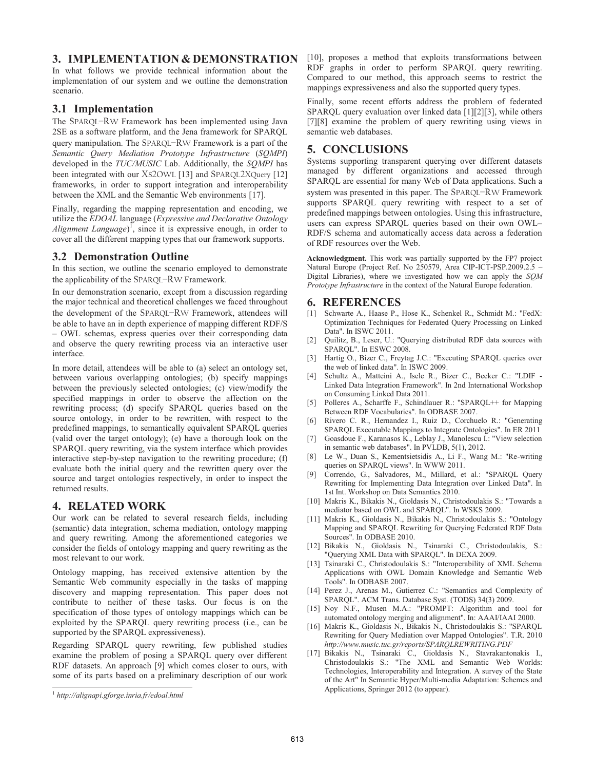## 3. IMPLEMENTATION & DEMONSTRATION

In what follows we provide technical information about the implementation of our system and we outline the demonstration scenario.

### 3.1 Implementation

The SPARQL–RW Framework has been implemented using Java 2SE as a software platform, and the Jena framework for SPARQL query manipulation. The SPARQL–RW Framework is a part of the *Semantic Query Mediation Prototype Infrastructure* (*SQMPI*) developed in the *TUC/MUSIC* Lab. Additionally, the *SQMPI* has been integrated with our XS2OWL [13] and SPARQL2XQuery [12] frameworks, in order to support integration and interoperability between the XML and the Semantic Web environments [17].

Finally, regarding the mapping representation and encoding, we utilize the *EDOAL* language (*Expressive and Declarative Ontology Alignment Language*)[1], since it is expressive enough, in order to cover all the different mapping types that our framework supports.

### 3.2 Demonstration Outline

In this section, we outline the scenario employed to demonstrate the applicability of the SPARQL–RW Framework.

In our demonstration scenario, except from a discussion regarding the major technical and theoretical challenges we faced throughout the development of the SPARQL–RW Framework, attendees will be able to have an in depth experience of mapping different RDF/S – OWL schemas, express queries over their corresponding data and observe the query rewriting process via an interactive user interface.

In more detail, attendees will be able to (a) select an ontology set, between various overlapping ontologies; (b) specify mappings between the previously selected ontologies; (c) view/modify the specified mappings in order to observe the affection on the rewriting process; (d) specify SPARQL queries based on the source ontology, in order to be rewritten, with respect to the predefined mappings, to semantically equivalent SPARQL queries (valid over the target ontology); (e) have a thorough look on the SPARQL query rewriting, via the system interface which provides interactive step-by-step navigation to the rewriting procedure; (f) evaluate both the initial query and the rewritten query over the source and target ontologies respectively, in order to inspect the returned results.

## 4. RELATED WORK

Our work can be related to several research fields, including (semantic) data integration, schema mediation, ontology mapping and query rewriting. Among the aforementioned categories we consider the fields of ontology mapping and query rewriting as the most relevant to our work.

Ontology mapping, has received extensive attention by the Semantic Web community especially in the tasks of mapping discovery and mapping representation. This paper does not contribute to neither of these tasks. Our focus is on the specification of those types of ontology mappings which can be exploited by the SPARQL query rewriting process (i.e., can be supported by the SPARQL expressiveness).

Regarding SPARQL query rewriting, few published studies examine the problem of posing a SPARQL query over different RDF datasets. An approach [9] which comes closer to ours, with some of its parts based on a preliminary description of our work [10], proposes a method that exploits transformations between RDF graphs in order to perform SPARQL query rewriting. Compared to our method, this approach seems to restrict the mappings expressiveness and also the supported query types.

Finally, some recent efforts address the problem of federated SPARQL query evaluation over linked data [1][2][3], while others [7][8] examine the problem of query rewriting using views in semantic web databases.

[1] *http://alignapi.gforge.inria.fr/edoal.html*

## 5. CONCLUSIONS

Systems supporting transparent querying over different datasets managed by different organizations and accessed through SPARQL are essential for many Web of Data applications. Such a system was presented in this paper. The SPARQL–RW Framework supports SPARQL query rewriting with respect to a set of predefined mappings between ontologies. Using this infrastructure, users can express SPARQL queries based on their own OWL–RDF/S schema and automatically access data across a federation of RDF resources over the Web.

**Acknowledgment.** This work was partially supported by the FP7 project Natural Europe (Project Ref. No 250579, Area CIP-ICT-PSP.2009.2.5 – Digital Libraries), where we investigated how we can apply the *SQM Prototype Infrastructure* in the context of the Natural Europe federation.

## 6. REFERENCES

[1] Schwarte A., Haase P., Hose K., Schenkel R., Schmidt M.: "FedX: Optimization Techniques for Federated Query Processing on Linked Data". In ISWC 2011.

[2] Quilitz, B., Leser, U.: "Querying distributed RDF data sources with SPARQL". In ESWC 2008.

[3] Hartig O., Bizer C., Freytag J.C.: "Executing SPARQL queries over the web of linked data". In ISWC 2009.

[4] Schultz A., Matteini A., Isele R., Bizer C., Becker C.: "LDIF - Linked Data Integration Framework". In 2nd International Workshop on Consuming Linked Data 2011.

[5] Polleres A., Scharffe F., Schindlauer R.: "SPARQL++ for Mapping Between RDF Vocabularies". In ODBASE 2007.

[6] Rivero C. R., Hernandez I., Ruiz D., Corchuelo R.: "Generating SPARQL Executable Mappings to Integrate Ontologies". In ER 2011

[7] Goasdoue F., Karanasos K., Leblay J., Manolescu I.: "View selection in semantic web databases". In PVLDB, 5(1), 2012.

[8] Le W., Duan S., Kementsietsidis A., Li F., Wang M.: "Re-writing queries on SPARQL views". In WWW 2011.

[9] Correndo, G., Salvadores, M., Millard, et al.: "SPARQL Query Rewriting for Implementing Data Integration over Linked Data". In 1st Int. Workshop on Data Semantics 2010.

[10] Makris K., Bikakis N., Gioldasis N., Christodoulakis S.: "Towards a mediator based on OWL and SPARQL". In WSKS 2009.

[11] Makris K., Gioldasis N., Bikakis N., Christodoulakis S.: "Ontology Mapping and SPARQL Rewriting for Querying Federated RDF Data Sources". In ODBASE 2010.

[12] Bikakis N., Gioldasis N., Tsinaraki C., Christodoulakis, S.: "Querying XML Data with SPARQL". In DEXA 2009.

[13] Tsinaraki C., Christodoulakis S.: "Interoperability of XML Schema Applications with OWL Domain Knowledge and Semantic Web Tools". In ODBASE 2007.

[14] Perez J., Arenas M., Gutierrez C.: "Semantics and Complexity of SPARQL". ACM Trans. Database Syst. (TODS) 34(3) 2009.

[15] Noy N.F., Musen M.A.: "PROMPT: Algorithm and tool for automated ontology merging and alignment". In: AAAI/IAAI 2000.

[16] Makris K., Gioldasis N., Bikakis N., Christodoulakis S.: "SPARQL Rewriting for Query Mediation over Mapped Ontologies". T.R. 2010 *http://www.music.tuc.gr/reports/SPARQLREWRITING.PDF*

[17] Bikakis N., Tsinaraki C., Gioldasis N., Stavrakantonakis I., Christodoulakis S.: "The XML and Semantic Web Worlds: Technologies, Interoperability and Integration. A survey of the State of the Art" In Semantic Hyper/Multi-media Adaptation: Schemes and Applications, Springer 2012 (to appear).